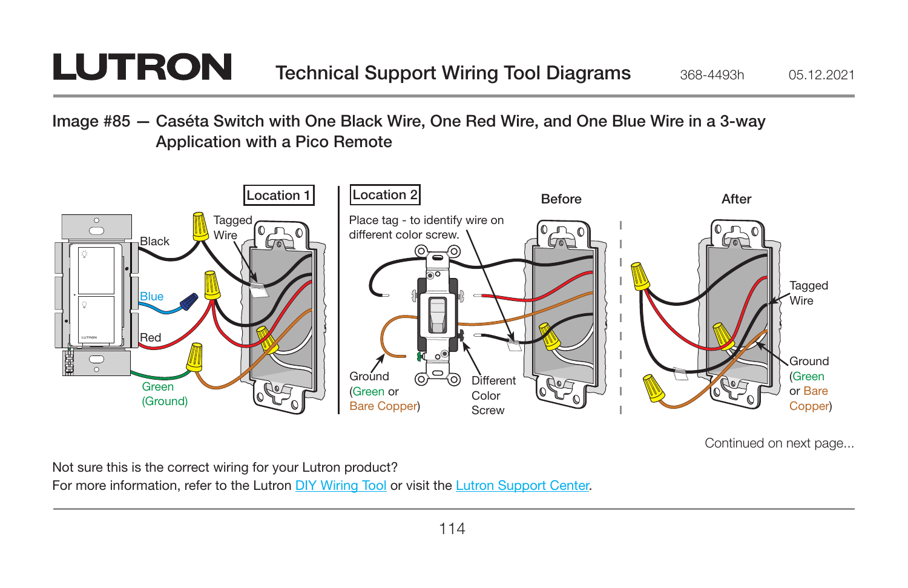# LUTRON Technical Support Wiring Tool Diagrams

368-4493h 05.12.2021

## Image #85 — Caséta Switch with One Black Wire, One Red Wire, and One Blue Wire in a 3-way Application with a Pico Remote

Location 1

Black

Tagged Wire

Blue

Red

Green (Ground)

Location 2

Place tag - to identify wire on different color screw.

Before

After

Ground (Green or Bare Copper)

Different Color Screw

Tagged Wire

Ground (Green or Bare Copper)

Continued on next page...

Not sure this is the correct wiring for your Lutron product?
For more information, refer to the Lutron DIY Wiring Tool or visit the Lutron Support Center.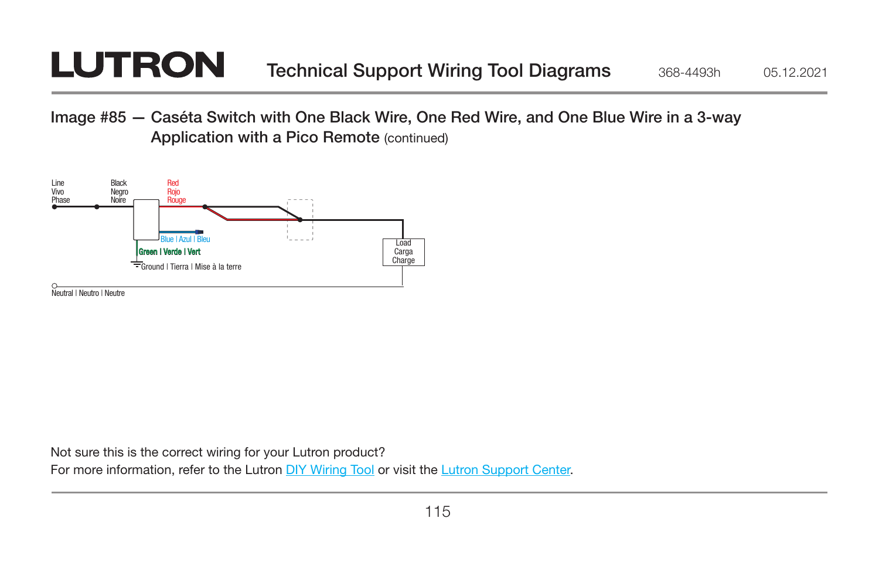# Image #85 — Caséta Switch with One Black Wire, One Red Wire, and One Blue Wire in a 3-way Application with a Pico Remote (continued)

Line
Vivo
Phase

Black
Negro
Noire

Red
Rojo
Rouge

Blue | Azul | Bleu

Green | Verde | Vert

Ground | Tierra | Mise à la terre

Load
Carga
Charge

Neutral | Neutro | Neutre

Not sure this is the correct wiring for your Lutron product?
For more information, refer to the Lutron DIY Wiring Tool or visit the Lutron Support Center.